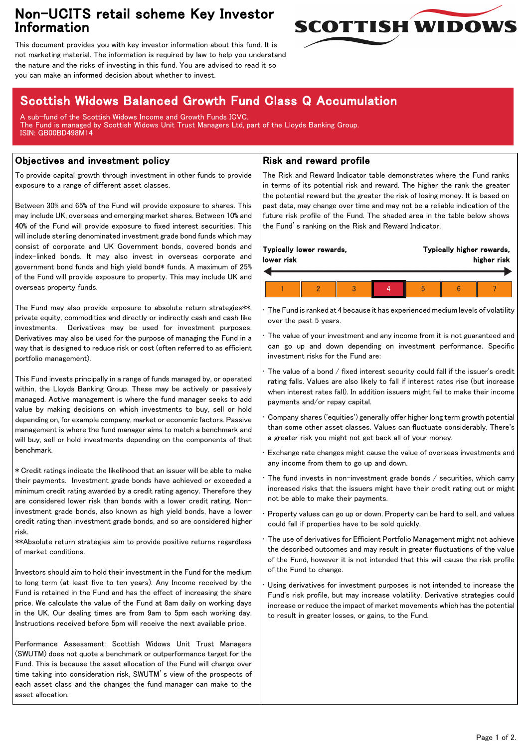# Non-UCITS retail scheme Key Investor Information

This document provides you with key investor information about this fund. It is not marketing material. The information is required by law to help you understand the nature and the risks of investing in this fund. You are advised to read it so you can make an informed decision about whether to invest.

## Scottish Widows Balanced Growth Fund Class Q Accumulation

A sub-fund of the Scottish Widows Income and Growth Funds ICVC.
The Fund is managed by Scottish Widows Unit Trust Managers Ltd, part of the Lloyds Banking Group.
ISIN: GB00BD498M14

### Objectives and investment policy

To provide capital growth through investment in other funds to provide exposure to a range of different asset classes.

Between 30% and 65% of the Fund will provide exposure to shares. This may include UK, overseas and emerging market shares. Between 10% and 40% of the Fund will provide exposure to fixed interest securities. This will include sterling denominated investment grade bond funds which may consist of corporate and UK Government bonds, covered bonds and index-linked bonds. It may also invest in overseas corporate and government bond funds and high yield bond* funds. A maximum of 25% of the Fund will provide exposure to property. This may include UK and overseas property funds.

The Fund may also provide exposure to absolute return strategies**, private equity, commodities and directly or indirectly cash and cash like investments. Derivatives may be used for investment purposes. Derivatives may also be used for the purpose of managing the Fund in a way that is designed to reduce risk or cost (often referred to as efficient portfolio management).

This Fund invests principally in a range of funds managed by, or operated within, the Lloyds Banking Group. These may be actively or passively managed. Active management is where the fund manager seeks to add value by making decisions on which investments to buy, sell or hold depending on, for example company, market or economic factors. Passive management is where the fund manager aims to match a benchmark and will buy, sell or hold investments depending on the components of that benchmark.

* Credit ratings indicate the likelihood that an issuer will be able to make their payments. Investment grade bonds have achieved or exceeded a minimum credit rating awarded by a credit rating agency. Therefore they are considered lower risk than bonds with a lower credit rating. Non-investment grade bonds, also known as high yield bonds, have a lower credit rating than investment grade bonds, and so are considered higher risk.
**Absolute return strategies aim to provide positive returns regardless of market conditions.

Investors should aim to hold their investment in the Fund for the medium to long term (at least five to ten years). Any Income received by the Fund is retained in the Fund and has the effect of increasing the share price. We calculate the value of the Fund at 8am daily on working days in the UK. Our dealing times are from 9am to 5pm each working day. Instructions received before 5pm will receive the next available price.

Performance Assessment: Scottish Widows Unit Trust Managers (SWUTM) does not quote a benchmark or outperformance target for the Fund. This is because the asset allocation of the Fund will change over time taking into consideration risk, SWUTM's view of the prospects of each asset class and the changes the fund manager can make to the asset allocation.

### Risk and reward profile

The Risk and Reward Indicator table demonstrates where the Fund ranks in terms of its potential risk and reward. The higher the rank the greater the potential reward but the greater the risk of losing money. It is based on past data, may change over time and may not be a reliable indication of the future risk profile of the Fund. The shaded area in the table below shows the Fund's ranking on the Risk and Reward Indicator.

**Typically lower rewards, lower risk** ← → **Typically higher rewards, higher risk**

| 1 | 2 | 3 | **4** | 5 | 6 | 7 |
|---|---|---|---|---|---|---|

- The Fund is ranked at 4 because it has experienced medium levels of volatility over the past 5 years.
- The value of your investment and any income from it is not guaranteed and can go up and down depending on investment performance. Specific investment risks for the Fund are:
- The value of a bond / fixed interest security could fall if the issuer's credit rating falls. Values are also likely to fall if interest rates rise (but increase when interest rates fall). In addition issuers might fail to make their income payments and/or repay capital.
- Company shares ('equities') generally offer higher long term growth potential than some other asset classes. Values can fluctuate considerably. There's a greater risk you might not get back all of your money.
- Exchange rate changes might cause the value of overseas investments and any income from them to go up and down.
- The fund invests in non-investment grade bonds / securities, which carry increased risks that the issuers might have their credit rating cut or might not be able to make their payments.
- Property values can go up or down. Property can be hard to sell, and values could fall if properties have to be sold quickly.
- The use of derivatives for Efficient Portfolio Management might not achieve the described outcomes and may result in greater fluctuations of the value of the Fund, however it is not intended that this will cause the risk profile of the Fund to change.
- Using derivatives for investment purposes is not intended to increase the Fund's risk profile, but may increase volatility. Derivative strategies could increase or reduce the impact of market movements which has the potential to result in greater losses, or gains, to the Fund.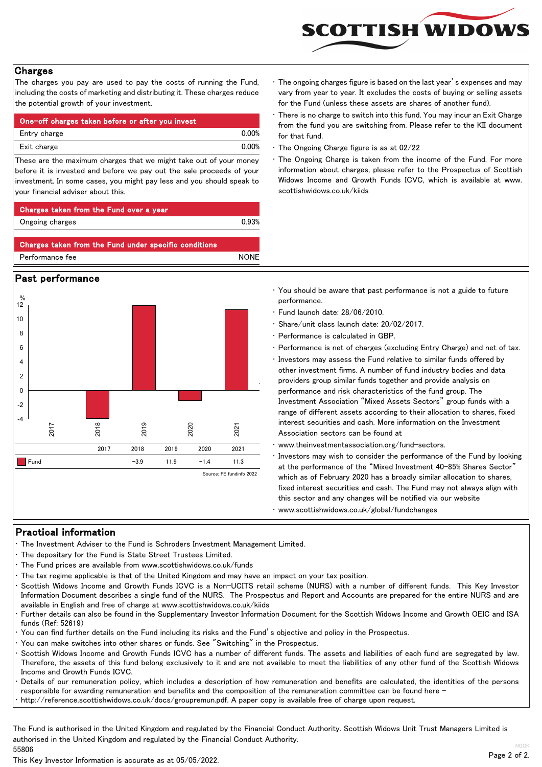## Charges

The charges you pay are used to pay the costs of running the Fund, including the costs of marketing and distributing it. These charges reduce the potential growth of your investment.

| One-off charges taken before or after you invest | |
|---|---|
| Entry charge | 0.00% |
| Exit charge | 0.00% |

These are the maximum charges that we might take out of your money before it is invested and before we pay out the sale proceeds of your investment. In some cases, you might pay less and you should speak to your financial adviser about this.

| Charges taken from the Fund over a year | |
|---|---|
| Ongoing charges | 0.93% |

| Charges taken from the Fund under specific conditions | |
|---|---|
| Performance fee | NONE |

- The ongoing charges figure is based on the last year's expenses and may vary from year to year. It excludes the costs of buying or selling assets for the Fund (unless these assets are shares of another fund).
- There is no charge to switch into this fund. You may incur an Exit Charge from the fund you are switching from. Please refer to the KII document for that fund.
- The Ongoing Charge figure is as at 02/22
- The Ongoing Charge is taken from the income of the Fund. For more information about charges, please refer to the Prospectus of Scottish Widows Income and Growth Funds ICVC, which is available at www.scottishwidows.co.uk/kiids

## Past performance

%
12
10
8
6
4
2
0
-2
-4

2017 2018 2019 2020 2021

Fund: 2018 -3.9; 2019 11.9; 2020 -1.4; 2021 11.3

Source: FE fundinfo 2022

- You should be aware that past performance is not a guide to future performance.
- Fund launch date: 28/06/2010.
- Share/unit class launch date: 20/02/2017.
- Performance is calculated in GBP.
- Performance is net of charges (excluding Entry Charge) and net of tax.
- Investors may assess the Fund relative to similar funds offered by other investment firms. A number of fund industry bodies and data providers group similar funds together and provide analysis on performance and risk characteristics of the fund group. The Investment Association "Mixed Assets Sectors" group funds with a range of different assets according to their allocation to shares, fixed interest securities and cash. More information on the Investment Association sectors can be found at
- www.theinvestmentassociation.org/fund-sectors.
- Investors may wish to consider the performance of the Fund by looking at the performance of the "Mixed Investment 40-85% Shares Sector" which as of February 2020 has a broadly similar allocation to shares, fixed interest securities and cash. The Fund may not always align with this sector and any changes will be notified via our website
- www.scottishwidows.co.uk/global/fundchanges

## Practical information

- The Investment Adviser to the Fund is Schroders Investment Management Limited.
- The depositary for the Fund is State Street Trustees Limited.
- The Fund prices are available from www.scottishwidows.co.uk/funds
- The tax regime applicable is that of the United Kingdom and may have an impact on your tax position.
- Scottish Widows Income and Growth Funds ICVC is a Non-UCITS retail scheme (NURS) with a number of different funds. This Key Investor Information Document describes a single fund of the NURS. The Prospectus and Report and Accounts are prepared for the entire NURS and are available in English and free of charge at www.scottishwidows.co.uk/kiids
- Further details can also be found in the Supplementary Investor Information Document for the Scottish Widows Income and Growth OEIC and ISA funds (Ref: 52619)
- You can find further details on the Fund including its risks and the Fund's objective and policy in the Prospectus.
- You can make switches into other shares or funds. See "Switching" in the Prospectus.
- Scottish Widows Income and Growth Funds ICVC has a number of different funds. The assets and liabilities of each fund are segregated by law. Therefore, the assets of this fund belong exclusively to it and are not available to meet the liabilities of any other fund of the Scottish Widows Income and Growth Funds ICVC.
- Details of our remuneration policy, which includes a description of how remuneration and benefits are calculated, the identities of the persons responsible for awarding remuneration and benefits and the composition of the remuneration committee can be found here –
- http://reference.scottishwidows.co.uk/docs/groupremun.pdf. A paper copy is available free of charge upon request.

The Fund is authorised in the United Kingdom and regulated by the Financial Conduct Authority. Scottish Widows Unit Trust Managers Limited is authorised in the United Kingdom and regulated by the Financial Conduct Authority.
55806
This Key Investor Information is accurate as at 05/05/2022.